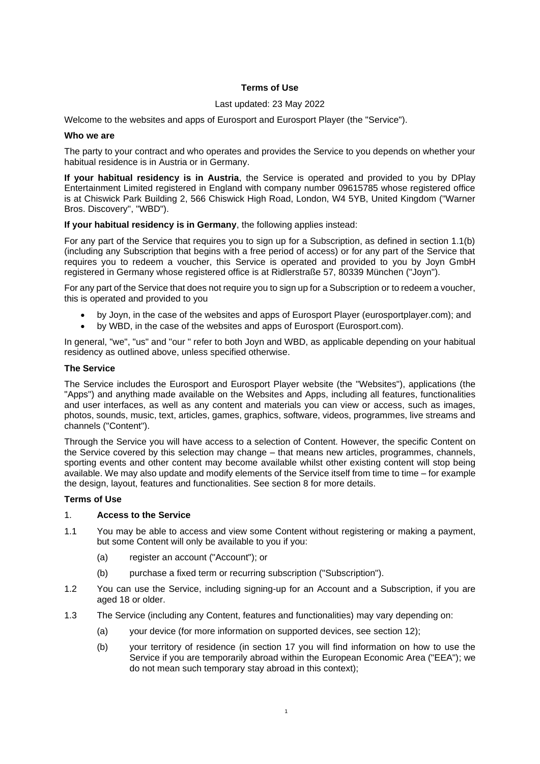**Terms of Use**

Last updated: 23 May 2022

Welcome to the websites and apps of Eurosport and Eurosport Player (the "Service").

**Who we are**

The party to your contract and who operates and provides the Service to you depends on whether your habitual residence is in Austria or in Germany.

**If your habitual residency is in Austria**, the Service is operated and provided to you by DPlay Entertainment Limited registered in England with company number 09615785 whose registered office is at Chiswick Park Building 2, 566 Chiswick High Road, London, W4 5YB, United Kingdom ("Warner Bros. Discovery", "WBD").

**If your habitual residency is in Germany**, the following applies instead:

For any part of the Service that requires you to sign up for a Subscription, as defined in section 1.1(b) (including any Subscription that begins with a free period of access) or for any part of the Service that requires you to redeem a voucher, this Service is operated and provided to you by Joyn GmbH registered in Germany whose registered office is at Ridlerstraße 57, 80339 München ("Joyn").

For any part of the Service that does not require you to sign up for a Subscription or to redeem a voucher, this is operated and provided to you

- by Joyn, in the case of the websites and apps of Eurosport Player (eurosportplayer.com); and
- by WBD, in the case of the websites and apps of Eurosport (Eurosport.com).

In general, "we", "us" and "our " refer to both Joyn and WBD, as applicable depending on your habitual residency as outlined above, unless specified otherwise.

**The Service**

The Service includes the Eurosport and Eurosport Player website (the "Websites"), applications (the "Apps") and anything made available on the Websites and Apps, including all features, functionalities and user interfaces, as well as any content and materials you can view or access, such as images, photos, sounds, music, text, articles, games, graphics, software, videos, programmes, live streams and channels ("Content").

Through the Service you will have access to a selection of Content. However, the specific Content on the Service covered by this selection may change – that means new articles, programmes, channels, sporting events and other content may become available whilst other existing content will stop being available. We may also update and modify elements of the Service itself from time to time – for example the design, layout, features and functionalities. See section 8 for more details.

**Terms of Use**

1. **Access to the Service**

1.1 You may be able to access and view some Content without registering or making a payment, but some Content will only be available to you if you:

   (a) register an account ("Account"); or

   (b) purchase a fixed term or recurring subscription ("Subscription").

1.2 You can use the Service, including signing-up for an Account and a Subscription, if you are aged 18 or older.

1.3 The Service (including any Content, features and functionalities) may vary depending on:

   (a) your device (for more information on supported devices, see section 12);

   (b) your territory of residence (in section 17 you will find information on how to use the Service if you are temporarily abroad within the European Economic Area ("EEA"); we do not mean such temporary stay abroad in this context);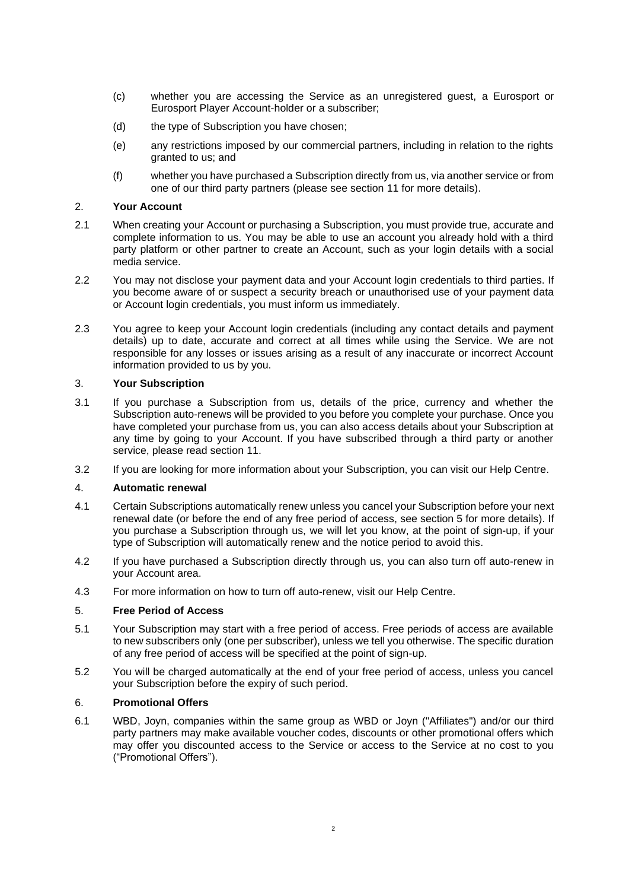(c) whether you are accessing the Service as an unregistered guest, a Eurosport or Eurosport Player Account-holder or a subscriber;

(d) the type of Subscription you have chosen;

(e) any restrictions imposed by our commercial partners, including in relation to the rights granted to us; and

(f) whether you have purchased a Subscription directly from us, via another service or from one of our third party partners (please see section 11 for more details).

## 2. Your Account

2.1 When creating your Account or purchasing a Subscription, you must provide true, accurate and complete information to us. You may be able to use an account you already hold with a third party platform or other partner to create an Account, such as your login details with a social media service.

2.2 You may not disclose your payment data and your Account login credentials to third parties. If you become aware of or suspect a security breach or unauthorised use of your payment data or Account login credentials, you must inform us immediately.

2.3 You agree to keep your Account login credentials (including any contact details and payment details) up to date, accurate and correct at all times while using the Service. We are not responsible for any losses or issues arising as a result of any inaccurate or incorrect Account information provided to us by you.

## 3. Your Subscription

3.1 If you purchase a Subscription from us, details of the price, currency and whether the Subscription auto-renews will be provided to you before you complete your purchase. Once you have completed your purchase from us, you can also access details about your Subscription at any time by going to your Account. If you have subscribed through a third party or another service, please read section 11.

3.2 If you are looking for more information about your Subscription, you can visit our Help Centre.

## 4. Automatic renewal

4.1 Certain Subscriptions automatically renew unless you cancel your Subscription before your next renewal date (or before the end of any free period of access, see section 5 for more details). If you purchase a Subscription through us, we will let you know, at the point of sign-up, if your type of Subscription will automatically renew and the notice period to avoid this.

4.2 If you have purchased a Subscription directly through us, you can also turn off auto-renew in your Account area.

4.3 For more information on how to turn off auto-renew, visit our Help Centre.

## 5. Free Period of Access

5.1 Your Subscription may start with a free period of access. Free periods of access are available to new subscribers only (one per subscriber), unless we tell you otherwise. The specific duration of any free period of access will be specified at the point of sign-up.

5.2 You will be charged automatically at the end of your free period of access, unless you cancel your Subscription before the expiry of such period.

## 6. Promotional Offers

6.1 WBD, Joyn, companies within the same group as WBD or Joyn ("Affiliates") and/or our third party partners may make available voucher codes, discounts or other promotional offers which may offer you discounted access to the Service or access to the Service at no cost to you ("Promotional Offers").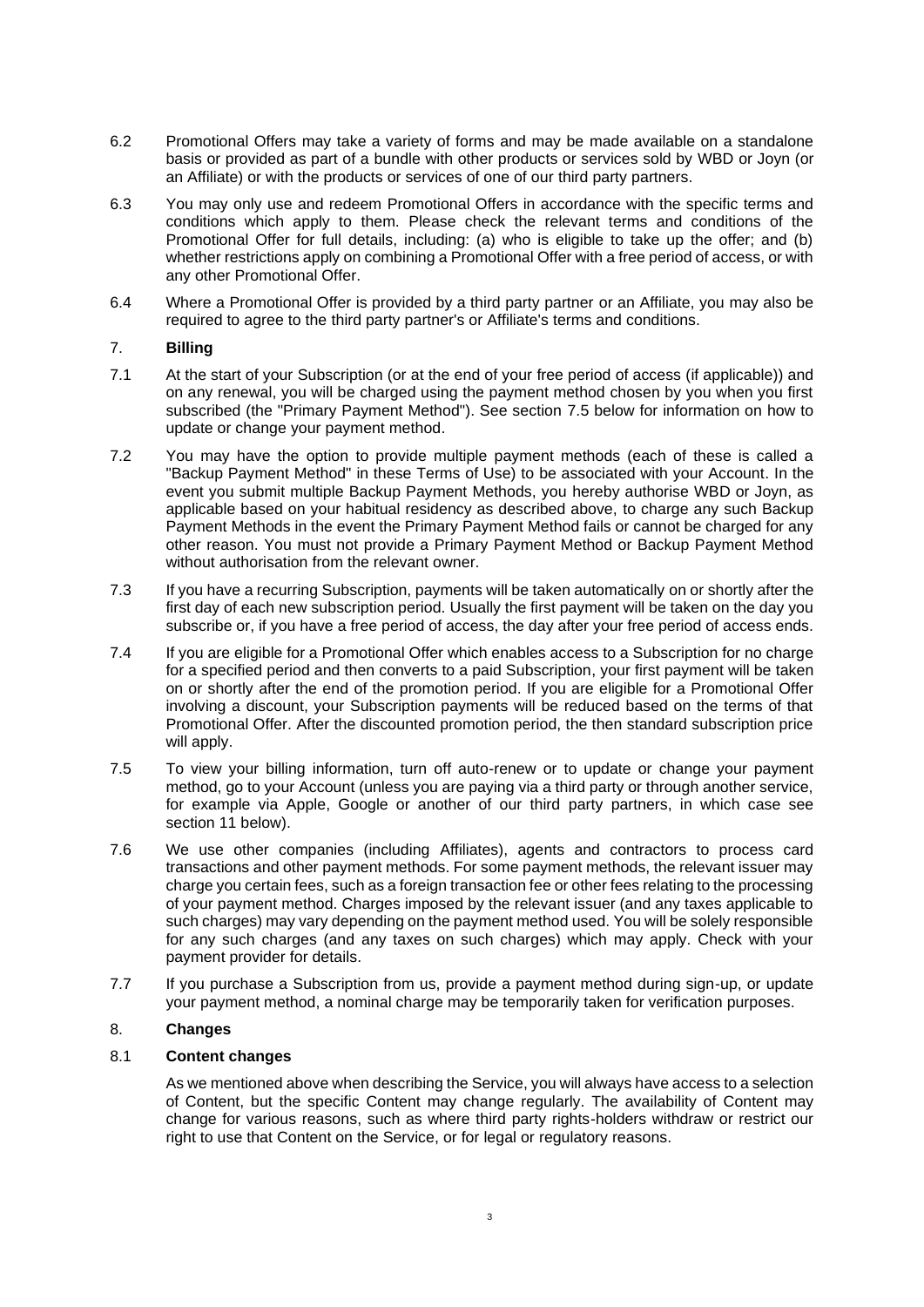6.2 Promotional Offers may take a variety of forms and may be made available on a standalone basis or provided as part of a bundle with other products or services sold by WBD or Joyn (or an Affiliate) or with the products or services of one of our third party partners.

6.3 You may only use and redeem Promotional Offers in accordance with the specific terms and conditions which apply to them. Please check the relevant terms and conditions of the Promotional Offer for full details, including: (a) who is eligible to take up the offer; and (b) whether restrictions apply on combining a Promotional Offer with a free period of access, or with any other Promotional Offer.

6.4 Where a Promotional Offer is provided by a third party partner or an Affiliate, you may also be required to agree to the third party partner's or Affiliate's terms and conditions.

## 7. **Billing**

7.1 At the start of your Subscription (or at the end of your free period of access (if applicable)) and on any renewal, you will be charged using the payment method chosen by you when you first subscribed (the "Primary Payment Method"). See section 7.5 below for information on how to update or change your payment method.

7.2 You may have the option to provide multiple payment methods (each of these is called a "Backup Payment Method" in these Terms of Use) to be associated with your Account. In the event you submit multiple Backup Payment Methods, you hereby authorise WBD or Joyn, as applicable based on your habitual residency as described above, to charge any such Backup Payment Methods in the event the Primary Payment Method fails or cannot be charged for any other reason. You must not provide a Primary Payment Method or Backup Payment Method without authorisation from the relevant owner.

7.3 If you have a recurring Subscription, payments will be taken automatically on or shortly after the first day of each new subscription period. Usually the first payment will be taken on the day you subscribe or, if you have a free period of access, the day after your free period of access ends.

7.4 If you are eligible for a Promotional Offer which enables access to a Subscription for no charge for a specified period and then converts to a paid Subscription, your first payment will be taken on or shortly after the end of the promotion period. If you are eligible for a Promotional Offer involving a discount, your Subscription payments will be reduced based on the terms of that Promotional Offer. After the discounted promotion period, the then standard subscription price will apply.

7.5 To view your billing information, turn off auto-renew or to update or change your payment method, go to your Account (unless you are paying via a third party or through another service, for example via Apple, Google or another of our third party partners, in which case see section 11 below).

7.6 We use other companies (including Affiliates), agents and contractors to process card transactions and other payment methods. For some payment methods, the relevant issuer may charge you certain fees, such as a foreign transaction fee or other fees relating to the processing of your payment method. Charges imposed by the relevant issuer (and any taxes applicable to such charges) may vary depending on the payment method used. You will be solely responsible for any such charges (and any taxes on such charges) which may apply. Check with your payment provider for details.

7.7 If you purchase a Subscription from us, provide a payment method during sign-up, or update your payment method, a nominal charge may be temporarily taken for verification purposes.

## 8. **Changes**

### 8.1 **Content changes**

As we mentioned above when describing the Service, you will always have access to a selection of Content, but the specific Content may change regularly. The availability of Content may change for various reasons, such as where third party rights-holders withdraw or restrict our right to use that Content on the Service, or for legal or regulatory reasons.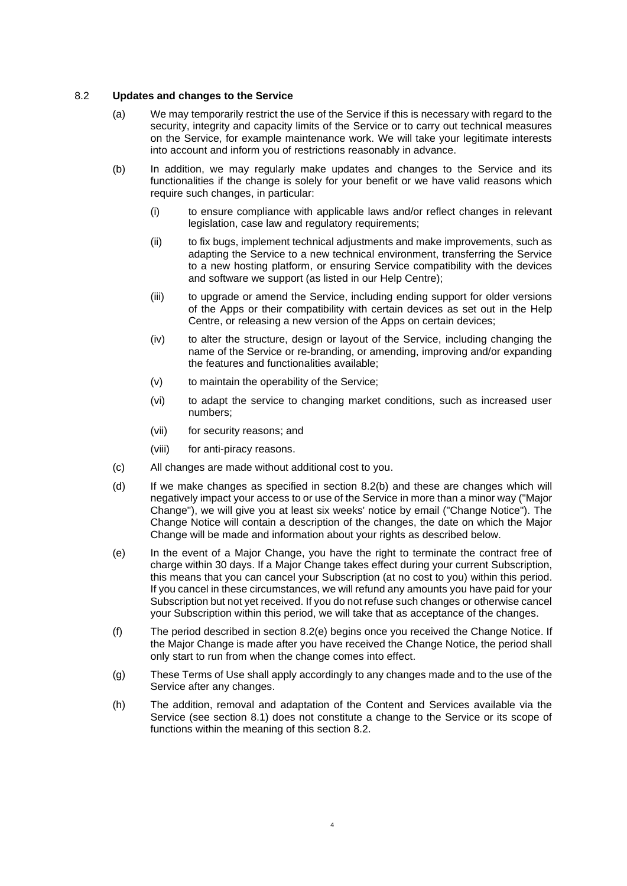## 8.2 **Updates and changes to the Service**

(a) We may temporarily restrict the use of the Service if this is necessary with regard to the security, integrity and capacity limits of the Service or to carry out technical measures on the Service, for example maintenance work. We will take your legitimate interests into account and inform you of restrictions reasonably in advance.

(b) In addition, we may regularly make updates and changes to the Service and its functionalities if the change is solely for your benefit or we have valid reasons which require such changes, in particular:

   (i) to ensure compliance with applicable laws and/or reflect changes in relevant legislation, case law and regulatory requirements;

   (ii) to fix bugs, implement technical adjustments and make improvements, such as adapting the Service to a new technical environment, transferring the Service to a new hosting platform, or ensuring Service compatibility with the devices and software we support (as listed in our Help Centre);

   (iii) to upgrade or amend the Service, including ending support for older versions of the Apps or their compatibility with certain devices as set out in the Help Centre, or releasing a new version of the Apps on certain devices;

   (iv) to alter the structure, design or layout of the Service, including changing the name of the Service or re-branding, or amending, improving and/or expanding the features and functionalities available;

   (v) to maintain the operability of the Service;

   (vi) to adapt the service to changing market conditions, such as increased user numbers;

   (vii) for security reasons; and

   (viii) for anti-piracy reasons.

(c) All changes are made without additional cost to you.

(d) If we make changes as specified in section 8.2(b) and these are changes which will negatively impact your access to or use of the Service in more than a minor way ("Major Change"), we will give you at least six weeks' notice by email ("Change Notice"). The Change Notice will contain a description of the changes, the date on which the Major Change will be made and information about your rights as described below.

(e) In the event of a Major Change, you have the right to terminate the contract free of charge within 30 days. If a Major Change takes effect during your current Subscription, this means that you can cancel your Subscription (at no cost to you) within this period. If you cancel in these circumstances, we will refund any amounts you have paid for your Subscription but not yet received. If you do not refuse such changes or otherwise cancel your Subscription within this period, we will take that as acceptance of the changes.

(f) The period described in section 8.2(e) begins once you received the Change Notice. If the Major Change is made after you have received the Change Notice, the period shall only start to run from when the change comes into effect.

(g) These Terms of Use shall apply accordingly to any changes made and to the use of the Service after any changes.

(h) The addition, removal and adaptation of the Content and Services available via the Service (see section 8.1) does not constitute a change to the Service or its scope of functions within the meaning of this section 8.2.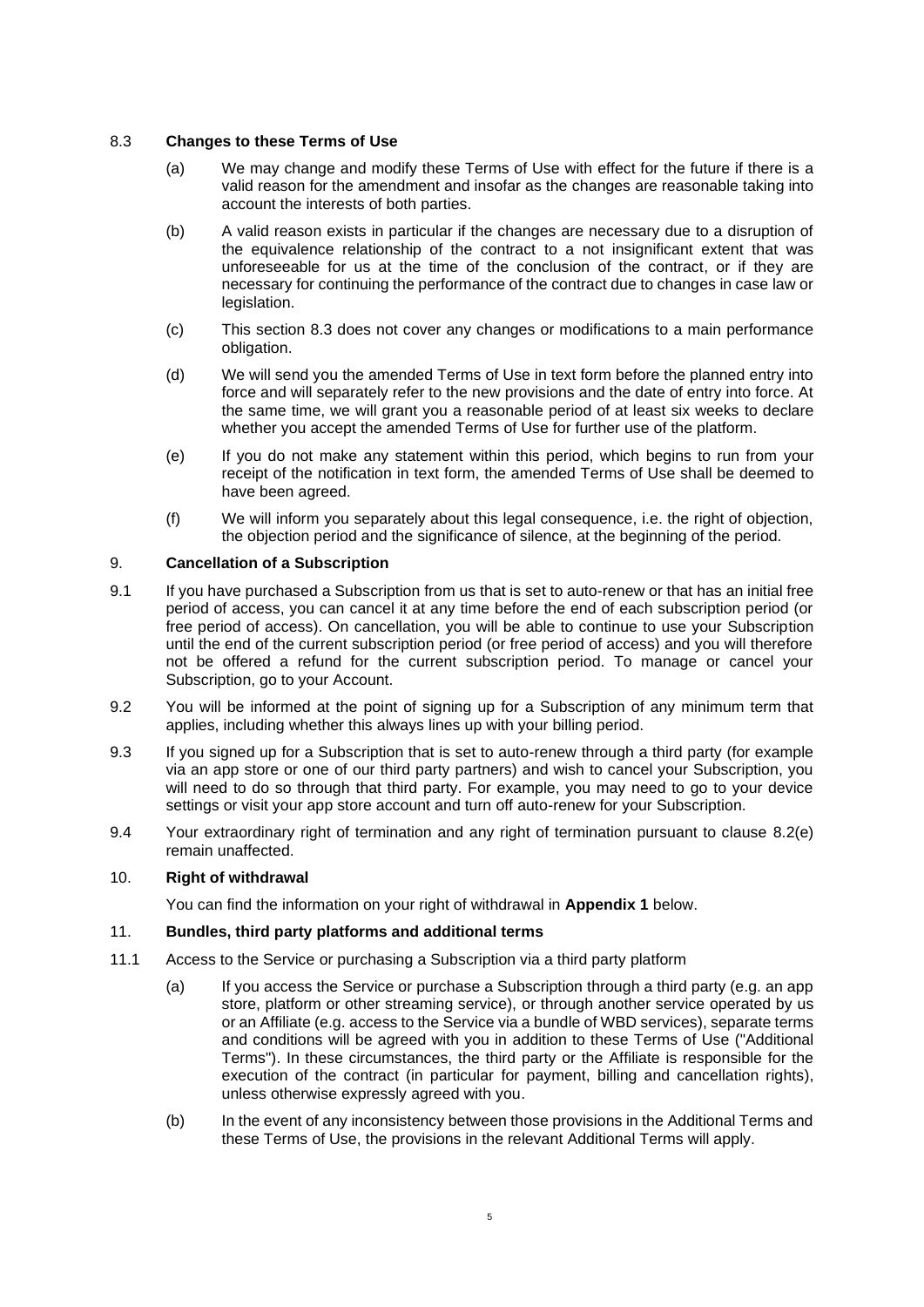### 8.3 **Changes to these Terms of Use**

(a) We may change and modify these Terms of Use with effect for the future if there is a valid reason for the amendment and insofar as the changes are reasonable taking into account the interests of both parties.

(b) A valid reason exists in particular if the changes are necessary due to a disruption of the equivalence relationship of the contract to a not insignificant extent that was unforeseeable for us at the time of the conclusion of the contract, or if they are necessary for continuing the performance of the contract due to changes in case law or legislation.

(c) This section 8.3 does not cover any changes or modifications to a main performance obligation.

(d) We will send you the amended Terms of Use in text form before the planned entry into force and will separately refer to the new provisions and the date of entry into force. At the same time, we will grant you a reasonable period of at least six weeks to declare whether you accept the amended Terms of Use for further use of the platform.

(e) If you do not make any statement within this period, which begins to run from your receipt of the notification in text form, the amended Terms of Use shall be deemed to have been agreed.

(f) We will inform you separately about this legal consequence, i.e. the right of objection, the objection period and the significance of silence, at the beginning of the period.

## 9. **Cancellation of a Subscription**

9.1 If you have purchased a Subscription from us that is set to auto-renew or that has an initial free period of access, you can cancel it at any time before the end of each subscription period (or free period of access). On cancellation, you will be able to continue to use your Subscription until the end of the current subscription period (or free period of access) and you will therefore not be offered a refund for the current subscription period. To manage or cancel your Subscription, go to your Account.

9.2 You will be informed at the point of signing up for a Subscription of any minimum term that applies, including whether this always lines up with your billing period.

9.3 If you signed up for a Subscription that is set to auto-renew through a third party (for example via an app store or one of our third party partners) and wish to cancel your Subscription, you will need to do so through that third party. For example, you may need to go to your device settings or visit your app store account and turn off auto-renew for your Subscription.

9.4 Your extraordinary right of termination and any right of termination pursuant to clause 8.2(e) remain unaffected.

## 10. **Right of withdrawal**

You can find the information on your right of withdrawal in **Appendix 1** below.

## 11. **Bundles, third party platforms and additional terms**

11.1 Access to the Service or purchasing a Subscription via a third party platform

(a) If you access the Service or purchase a Subscription through a third party (e.g. an app store, platform or other streaming service), or through another service operated by us or an Affiliate (e.g. access to the Service via a bundle of WBD services), separate terms and conditions will be agreed with you in addition to these Terms of Use ("Additional Terms"). In these circumstances, the third party or the Affiliate is responsible for the execution of the contract (in particular for payment, billing and cancellation rights), unless otherwise expressly agreed with you.

(b) In the event of any inconsistency between those provisions in the Additional Terms and these Terms of Use, the provisions in the relevant Additional Terms will apply.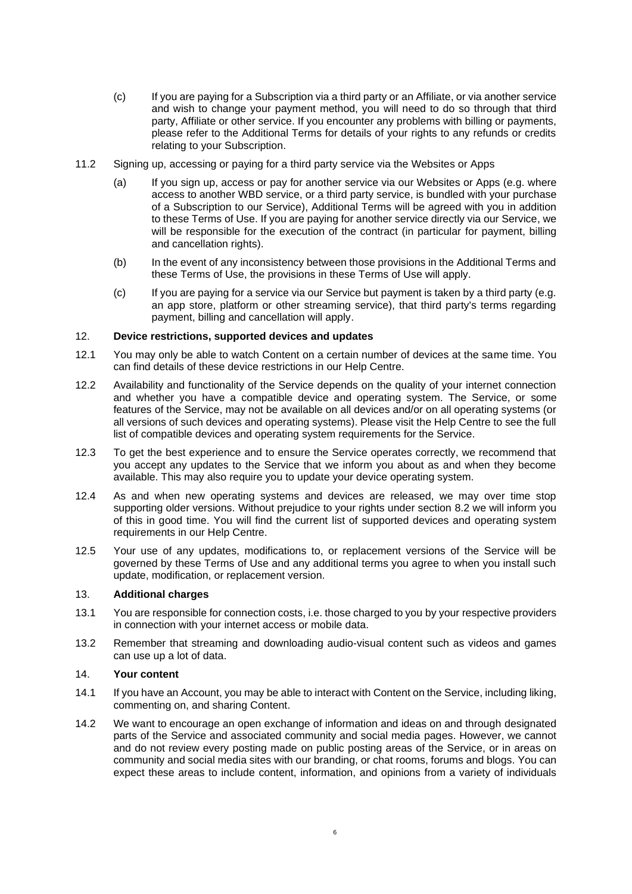(c) If you are paying for a Subscription via a third party or an Affiliate, or via another service and wish to change your payment method, you will need to do so through that third party, Affiliate or other service. If you encounter any problems with billing or payments, please refer to the Additional Terms for details of your rights to any refunds or credits relating to your Subscription.

11.2 Signing up, accessing or paying for a third party service via the Websites or Apps

(a) If you sign up, access or pay for another service via our Websites or Apps (e.g. where access to another WBD service, or a third party service, is bundled with your purchase of a Subscription to our Service), Additional Terms will be agreed with you in addition to these Terms of Use. If you are paying for another service directly via our Service, we will be responsible for the execution of the contract (in particular for payment, billing and cancellation rights).

(b) In the event of any inconsistency between those provisions in the Additional Terms and these Terms of Use, the provisions in these Terms of Use will apply.

(c) If you are paying for a service via our Service but payment is taken by a third party (e.g. an app store, platform or other streaming service), that third party's terms regarding payment, billing and cancellation will apply.

## 12. **Device restrictions, supported devices and updates**

12.1 You may only be able to watch Content on a certain number of devices at the same time. You can find details of these device restrictions in our Help Centre.

12.2 Availability and functionality of the Service depends on the quality of your internet connection and whether you have a compatible device and operating system. The Service, or some features of the Service, may not be available on all devices and/or on all operating systems (or all versions of such devices and operating systems). Please visit the Help Centre to see the full list of compatible devices and operating system requirements for the Service.

12.3 To get the best experience and to ensure the Service operates correctly, we recommend that you accept any updates to the Service that we inform you about as and when they become available. This may also require you to update your device operating system.

12.4 As and when new operating systems and devices are released, we may over time stop supporting older versions. Without prejudice to your rights under section 8.2 we will inform you of this in good time. You will find the current list of supported devices and operating system requirements in our Help Centre.

12.5 Your use of any updates, modifications to, or replacement versions of the Service will be governed by these Terms of Use and any additional terms you agree to when you install such update, modification, or replacement version.

## 13. **Additional charges**

13.1 You are responsible for connection costs, i.e. those charged to you by your respective providers in connection with your internet access or mobile data.

13.2 Remember that streaming and downloading audio-visual content such as videos and games can use up a lot of data.

## 14. **Your content**

14.1 If you have an Account, you may be able to interact with Content on the Service, including liking, commenting on, and sharing Content.

14.2 We want to encourage an open exchange of information and ideas on and through designated parts of the Service and associated community and social media pages. However, we cannot and do not review every posting made on public posting areas of the Service, or in areas on community and social media sites with our branding, or chat rooms, forums and blogs. You can expect these areas to include content, information, and opinions from a variety of individuals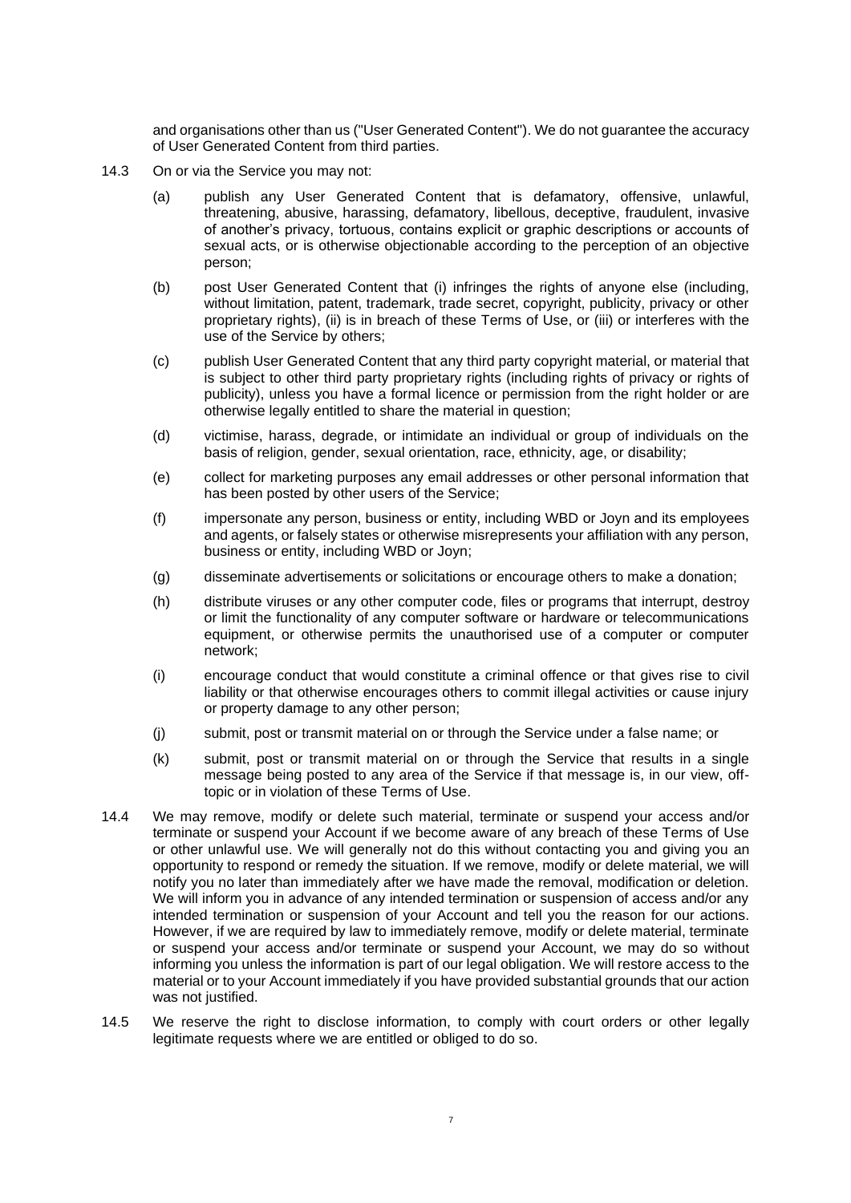and organisations other than us ("User Generated Content"). We do not guarantee the accuracy of User Generated Content from third parties.

14.3 On or via the Service you may not:

(a) publish any User Generated Content that is defamatory, offensive, unlawful, threatening, abusive, harassing, defamatory, libellous, deceptive, fraudulent, invasive of another's privacy, tortuous, contains explicit or graphic descriptions or accounts of sexual acts, or is otherwise objectionable according to the perception of an objective person;

(b) post User Generated Content that (i) infringes the rights of anyone else (including, without limitation, patent, trademark, trade secret, copyright, publicity, privacy or other proprietary rights), (ii) is in breach of these Terms of Use, or (iii) or interferes with the use of the Service by others;

(c) publish User Generated Content that any third party copyright material, or material that is subject to other third party proprietary rights (including rights of privacy or rights of publicity), unless you have a formal licence or permission from the right holder or are otherwise legally entitled to share the material in question;

(d) victimise, harass, degrade, or intimidate an individual or group of individuals on the basis of religion, gender, sexual orientation, race, ethnicity, age, or disability;

(e) collect for marketing purposes any email addresses or other personal information that has been posted by other users of the Service;

(f) impersonate any person, business or entity, including WBD or Joyn and its employees and agents, or falsely states or otherwise misrepresents your affiliation with any person, business or entity, including WBD or Joyn;

(g) disseminate advertisements or solicitations or encourage others to make a donation;

(h) distribute viruses or any other computer code, files or programs that interrupt, destroy or limit the functionality of any computer software or hardware or telecommunications equipment, or otherwise permits the unauthorised use of a computer or computer network;

(i) encourage conduct that would constitute a criminal offence or that gives rise to civil liability or that otherwise encourages others to commit illegal activities or cause injury or property damage to any other person;

(j) submit, post or transmit material on or through the Service under a false name; or

(k) submit, post or transmit material on or through the Service that results in a single message being posted to any area of the Service if that message is, in our view, off-topic or in violation of these Terms of Use.

14.4 We may remove, modify or delete such material, terminate or suspend your access and/or terminate or suspend your Account if we become aware of any breach of these Terms of Use or other unlawful use. We will generally not do this without contacting you and giving you an opportunity to respond or remedy the situation. If we remove, modify or delete material, we will notify you no later than immediately after we have made the removal, modification or deletion. We will inform you in advance of any intended termination or suspension of access and/or any intended termination or suspension of your Account and tell you the reason for our actions. However, if we are required by law to immediately remove, modify or delete material, terminate or suspend your access and/or terminate or suspend your Account, we may do so without informing you unless the information is part of our legal obligation. We will restore access to the material or to your Account immediately if you have provided substantial grounds that our action was not justified.

14.5 We reserve the right to disclose information, to comply with court orders or other legally legitimate requests where we are entitled or obliged to do so.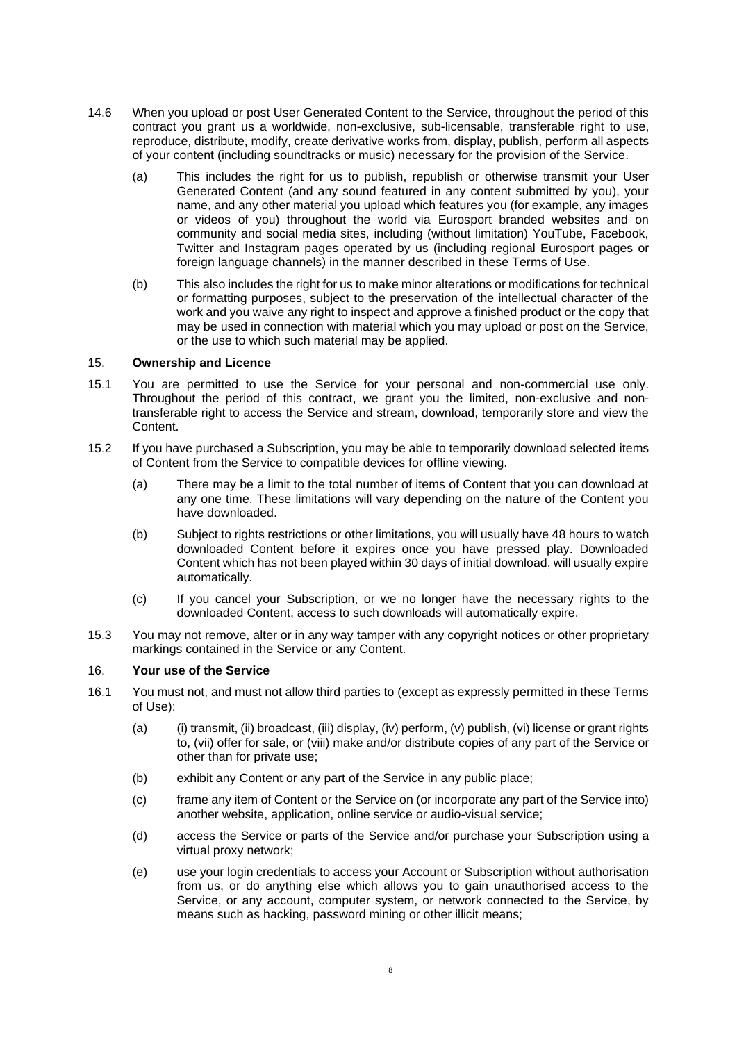14.6 When you upload or post User Generated Content to the Service, throughout the period of this contract you grant us a worldwide, non-exclusive, sub-licensable, transferable right to use, reproduce, distribute, modify, create derivative works from, display, publish, perform all aspects of your content (including soundtracks or music) necessary for the provision of the Service.

(a) This includes the right for us to publish, republish or otherwise transmit your User Generated Content (and any sound featured in any content submitted by you), your name, and any other material you upload which features you (for example, any images or videos of you) throughout the world via Eurosport branded websites and on community and social media sites, including (without limitation) YouTube, Facebook, Twitter and Instagram pages operated by us (including regional Eurosport pages or foreign language channels) in the manner described in these Terms of Use.

(b) This also includes the right for us to make minor alterations or modifications for technical or formatting purposes, subject to the preservation of the intellectual character of the work and you waive any right to inspect and approve a finished product or the copy that may be used in connection with material which you may upload or post on the Service, or the use to which such material may be applied.

## 15. **Ownership and Licence**

15.1 You are permitted to use the Service for your personal and non-commercial use only. Throughout the period of this contract, we grant you the limited, non-exclusive and non-transferable right to access the Service and stream, download, temporarily store and view the Content.

15.2 If you have purchased a Subscription, you may be able to temporarily download selected items of Content from the Service to compatible devices for offline viewing.

(a) There may be a limit to the total number of items of Content that you can download at any one time. These limitations will vary depending on the nature of the Content you have downloaded.

(b) Subject to rights restrictions or other limitations, you will usually have 48 hours to watch downloaded Content before it expires once you have pressed play. Downloaded Content which has not been played within 30 days of initial download, will usually expire automatically.

(c) If you cancel your Subscription, or we no longer have the necessary rights to the downloaded Content, access to such downloads will automatically expire.

15.3 You may not remove, alter or in any way tamper with any copyright notices or other proprietary markings contained in the Service or any Content.

## 16. **Your use of the Service**

16.1 You must not, and must not allow third parties to (except as expressly permitted in these Terms of Use):

(a) (i) transmit, (ii) broadcast, (iii) display, (iv) perform, (v) publish, (vi) license or grant rights to, (vii) offer for sale, or (viii) make and/or distribute copies of any part of the Service or other than for private use;

(b) exhibit any Content or any part of the Service in any public place;

(c) frame any item of Content or the Service on (or incorporate any part of the Service into) another website, application, online service or audio-visual service;

(d) access the Service or parts of the Service and/or purchase your Subscription using a virtual proxy network;

(e) use your login credentials to access your Account or Subscription without authorisation from us, or do anything else which allows you to gain unauthorised access to the Service, or any account, computer system, or network connected to the Service, by means such as hacking, password mining or other illicit means;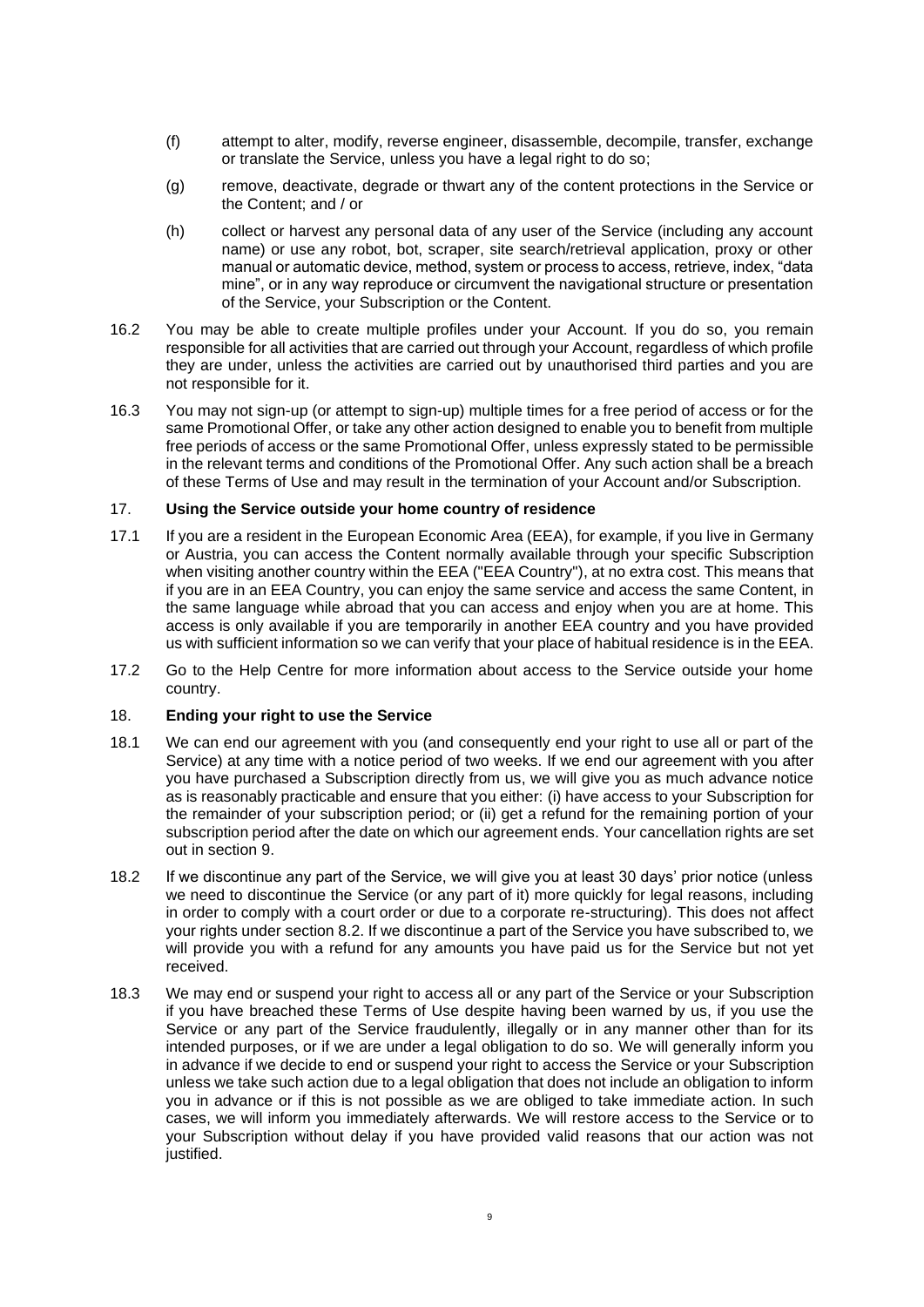(f) attempt to alter, modify, reverse engineer, disassemble, decompile, transfer, exchange or translate the Service, unless you have a legal right to do so;

(g) remove, deactivate, degrade or thwart any of the content protections in the Service or the Content; and / or

(h) collect or harvest any personal data of any user of the Service (including any account name) or use any robot, bot, scraper, site search/retrieval application, proxy or other manual or automatic device, method, system or process to access, retrieve, index, "data mine", or in any way reproduce or circumvent the navigational structure or presentation of the Service, your Subscription or the Content.

16.2 You may be able to create multiple profiles under your Account. If you do so, you remain responsible for all activities that are carried out through your Account, regardless of which profile they are under, unless the activities are carried out by unauthorised third parties and you are not responsible for it.

16.3 You may not sign-up (or attempt to sign-up) multiple times for a free period of access or for the same Promotional Offer, or take any other action designed to enable you to benefit from multiple free periods of access or the same Promotional Offer, unless expressly stated to be permissible in the relevant terms and conditions of the Promotional Offer. Any such action shall be a breach of these Terms of Use and may result in the termination of your Account and/or Subscription.

## 17. Using the Service outside your home country of residence

17.1 If you are a resident in the European Economic Area (EEA), for example, if you live in Germany or Austria, you can access the Content normally available through your specific Subscription when visiting another country within the EEA ("EEA Country"), at no extra cost. This means that if you are in an EEA Country, you can enjoy the same service and access the same Content, in the same language while abroad that you can access and enjoy when you are at home. This access is only available if you are temporarily in another EEA country and you have provided us with sufficient information so we can verify that your place of habitual residence is in the EEA.

17.2 Go to the Help Centre for more information about access to the Service outside your home country.

## 18. Ending your right to use the Service

18.1 We can end our agreement with you (and consequently end your right to use all or part of the Service) at any time with a notice period of two weeks. If we end our agreement with you after you have purchased a Subscription directly from us, we will give you as much advance notice as is reasonably practicable and ensure that you either: (i) have access to your Subscription for the remainder of your subscription period; or (ii) get a refund for the remaining portion of your subscription period after the date on which our agreement ends. Your cancellation rights are set out in section 9.

18.2 If we discontinue any part of the Service, we will give you at least 30 days' prior notice (unless we need to discontinue the Service (or any part of it) more quickly for legal reasons, including in order to comply with a court order or due to a corporate re-structuring). This does not affect your rights under section 8.2. If we discontinue a part of the Service you have subscribed to, we will provide you with a refund for any amounts you have paid us for the Service but not yet received.

18.3 We may end or suspend your right to access all or any part of the Service or your Subscription if you have breached these Terms of Use despite having been warned by us, if you use the Service or any part of the Service fraudulently, illegally or in any manner other than for its intended purposes, or if we are under a legal obligation to do so. We will generally inform you in advance if we decide to end or suspend your right to access the Service or your Subscription unless we take such action due to a legal obligation that does not include an obligation to inform you in advance or if this is not possible as we are obliged to take immediate action. In such cases, we will inform you immediately afterwards. We will restore access to the Service or to your Subscription without delay if you have provided valid reasons that our action was not justified.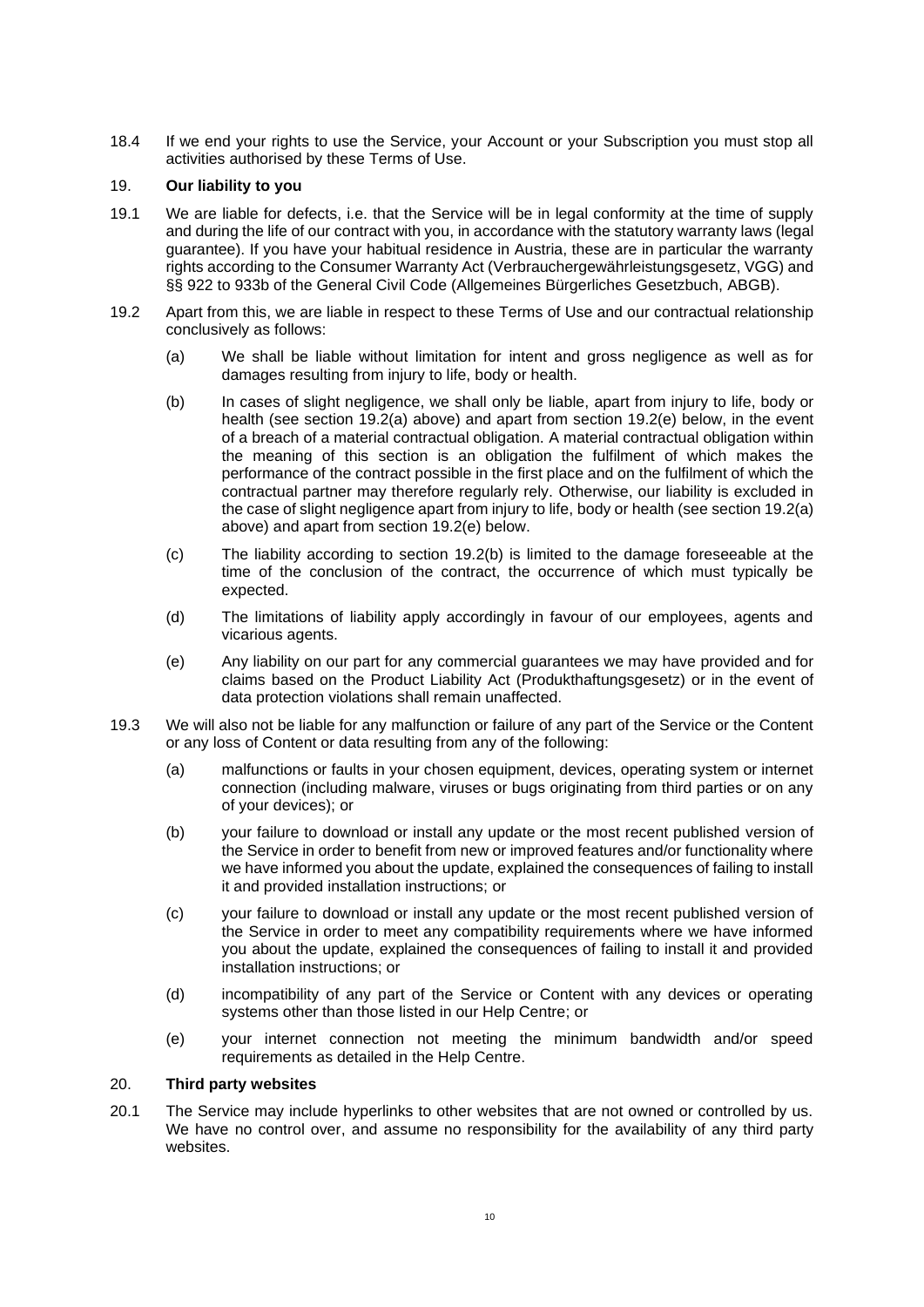18.4 If we end your rights to use the Service, your Account or your Subscription you must stop all activities authorised by these Terms of Use.

## 19. **Our liability to you**

19.1 We are liable for defects, i.e. that the Service will be in legal conformity at the time of supply and during the life of our contract with you, in accordance with the statutory warranty laws (legal guarantee). If you have your habitual residence in Austria, these are in particular the warranty rights according to the Consumer Warranty Act (Verbrauchergewährleistungsgesetz, VGG) and §§ 922 to 933b of the General Civil Code (Allgemeines Bürgerliches Gesetzbuch, ABGB).

19.2 Apart from this, we are liable in respect to these Terms of Use and our contractual relationship conclusively as follows:

- (a) We shall be liable without limitation for intent and gross negligence as well as for damages resulting from injury to life, body or health.
- (b) In cases of slight negligence, we shall only be liable, apart from injury to life, body or health (see section 19.2(a) above) and apart from section 19.2(e) below, in the event of a breach of a material contractual obligation. A material contractual obligation within the meaning of this section is an obligation the fulfilment of which makes the performance of the contract possible in the first place and on the fulfilment of which the contractual partner may therefore regularly rely. Otherwise, our liability is excluded in the case of slight negligence apart from injury to life, body or health (see section 19.2(a) above) and apart from section 19.2(e) below.
- (c) The liability according to section 19.2(b) is limited to the damage foreseeable at the time of the conclusion of the contract, the occurrence of which must typically be expected.
- (d) The limitations of liability apply accordingly in favour of our employees, agents and vicarious agents.
- (e) Any liability on our part for any commercial guarantees we may have provided and for claims based on the Product Liability Act (Produkthaftungsgesetz) or in the event of data protection violations shall remain unaffected.

19.3 We will also not be liable for any malfunction or failure of any part of the Service or the Content or any loss of Content or data resulting from any of the following:

- (a) malfunctions or faults in your chosen equipment, devices, operating system or internet connection (including malware, viruses or bugs originating from third parties or on any of your devices); or
- (b) your failure to download or install any update or the most recent published version of the Service in order to benefit from new or improved features and/or functionality where we have informed you about the update, explained the consequences of failing to install it and provided installation instructions; or
- (c) your failure to download or install any update or the most recent published version of the Service in order to meet any compatibility requirements where we have informed you about the update, explained the consequences of failing to install it and provided installation instructions; or
- (d) incompatibility of any part of the Service or Content with any devices or operating systems other than those listed in our Help Centre; or
- (e) your internet connection not meeting the minimum bandwidth and/or speed requirements as detailed in the Help Centre.

## 20. **Third party websites**

20.1 The Service may include hyperlinks to other websites that are not owned or controlled by us. We have no control over, and assume no responsibility for the availability of any third party websites.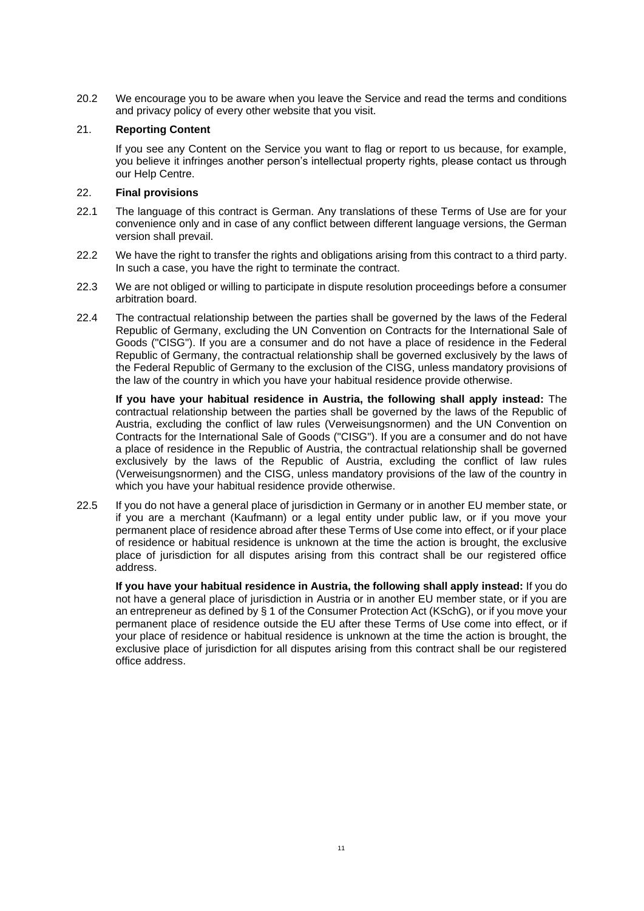20.2 We encourage you to be aware when you leave the Service and read the terms and conditions and privacy policy of every other website that you visit.

## 21. **Reporting Content**

If you see any Content on the Service you want to flag or report to us because, for example, you believe it infringes another person's intellectual property rights, please contact us through our Help Centre.

## 22. **Final provisions**

22.1 The language of this contract is German. Any translations of these Terms of Use are for your convenience only and in case of any conflict between different language versions, the German version shall prevail.

22.2 We have the right to transfer the rights and obligations arising from this contract to a third party. In such a case, you have the right to terminate the contract.

22.3 We are not obliged or willing to participate in dispute resolution proceedings before a consumer arbitration board.

22.4 The contractual relationship between the parties shall be governed by the laws of the Federal Republic of Germany, excluding the UN Convention on Contracts for the International Sale of Goods ("CISG"). If you are a consumer and do not have a place of residence in the Federal Republic of Germany, the contractual relationship shall be governed exclusively by the laws of the Federal Republic of Germany to the exclusion of the CISG, unless mandatory provisions of the law of the country in which you have your habitual residence provide otherwise.

**If you have your habitual residence in Austria, the following shall apply instead:** The contractual relationship between the parties shall be governed by the laws of the Republic of Austria, excluding the conflict of law rules (Verweisungsnormen) and the UN Convention on Contracts for the International Sale of Goods ("CISG"). If you are a consumer and do not have a place of residence in the Republic of Austria, the contractual relationship shall be governed exclusively by the laws of the Republic of Austria, excluding the conflict of law rules (Verweisungsnormen) and the CISG, unless mandatory provisions of the law of the country in which you have your habitual residence provide otherwise.

22.5 If you do not have a general place of jurisdiction in Germany or in another EU member state, or if you are a merchant (Kaufmann) or a legal entity under public law, or if you move your permanent place of residence abroad after these Terms of Use come into effect, or if your place of residence or habitual residence is unknown at the time the action is brought, the exclusive place of jurisdiction for all disputes arising from this contract shall be our registered office address.

**If you have your habitual residence in Austria, the following shall apply instead:** If you do not have a general place of jurisdiction in Austria or in another EU member state, or if you are an entrepreneur as defined by § 1 of the Consumer Protection Act (KSchG), or if you move your permanent place of residence outside the EU after these Terms of Use come into effect, or if your place of residence or habitual residence is unknown at the time the action is brought, the exclusive place of jurisdiction for all disputes arising from this contract shall be our registered office address.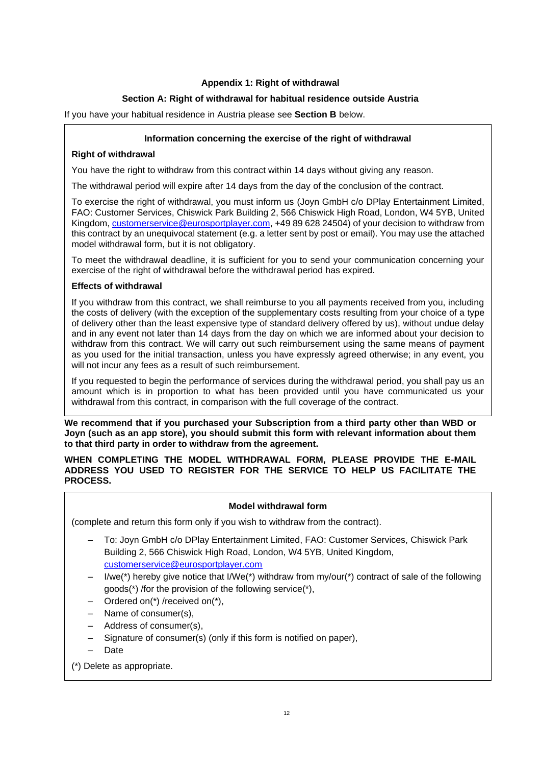## Appendix 1: Right of withdrawal

### Section A: Right of withdrawal for habitual residence outside Austria

If you have your habitual residence in Austria please see **Section B** below.

**Information concerning the exercise of the right of withdrawal**

**Right of withdrawal**

You have the right to withdraw from this contract within 14 days without giving any reason.

The withdrawal period will expire after 14 days from the day of the conclusion of the contract.

To exercise the right of withdrawal, you must inform us (Joyn GmbH c/o DPlay Entertainment Limited, FAO: Customer Services, Chiswick Park Building 2, 566 Chiswick High Road, London, W4 5YB, United Kingdom, customerservice@eurosportplayer.com, +49 89 628 24504) of your decision to withdraw from this contract by an unequivocal statement (e.g. a letter sent by post or email). You may use the attached model withdrawal form, but it is not obligatory.

To meet the withdrawal deadline, it is sufficient for you to send your communication concerning your exercise of the right of withdrawal before the withdrawal period has expired.

**Effects of withdrawal**

If you withdraw from this contract, we shall reimburse to you all payments received from you, including the costs of delivery (with the exception of the supplementary costs resulting from your choice of a type of delivery other than the least expensive type of standard delivery offered by us), without undue delay and in any event not later than 14 days from the day on which we are informed about your decision to withdraw from this contract. We will carry out such reimbursement using the same means of payment as you used for the initial transaction, unless you have expressly agreed otherwise; in any event, you will not incur any fees as a result of such reimbursement.

If you requested to begin the performance of services during the withdrawal period, you shall pay us an amount which is in proportion to what has been provided until you have communicated us your withdrawal from this contract, in comparison with the full coverage of the contract.

**We recommend that if you purchased your Subscription from a third party other than WBD or Joyn (such as an app store), you should submit this form with relevant information about them to that third party in order to withdraw from the agreement.**

**WHEN COMPLETING THE MODEL WITHDRAWAL FORM, PLEASE PROVIDE THE E-MAIL ADDRESS YOU USED TO REGISTER FOR THE SERVICE TO HELP US FACILITATE THE PROCESS.**

**Model withdrawal form**

(complete and return this form only if you wish to withdraw from the contract).

- To: Joyn GmbH c/o DPlay Entertainment Limited, FAO: Customer Services, Chiswick Park Building 2, 566 Chiswick High Road, London, W4 5YB, United Kingdom, customerservice@eurosportplayer.com
- I/we(*) hereby give notice that I/We(*) withdraw from my/our(*) contract of sale of the following goods(*) /for the provision of the following service(*),
- Ordered on(*) /received on(*),
- Name of consumer(s),
- Address of consumer(s),
- Signature of consumer(s) (only if this form is notified on paper),
- Date

(*) Delete as appropriate.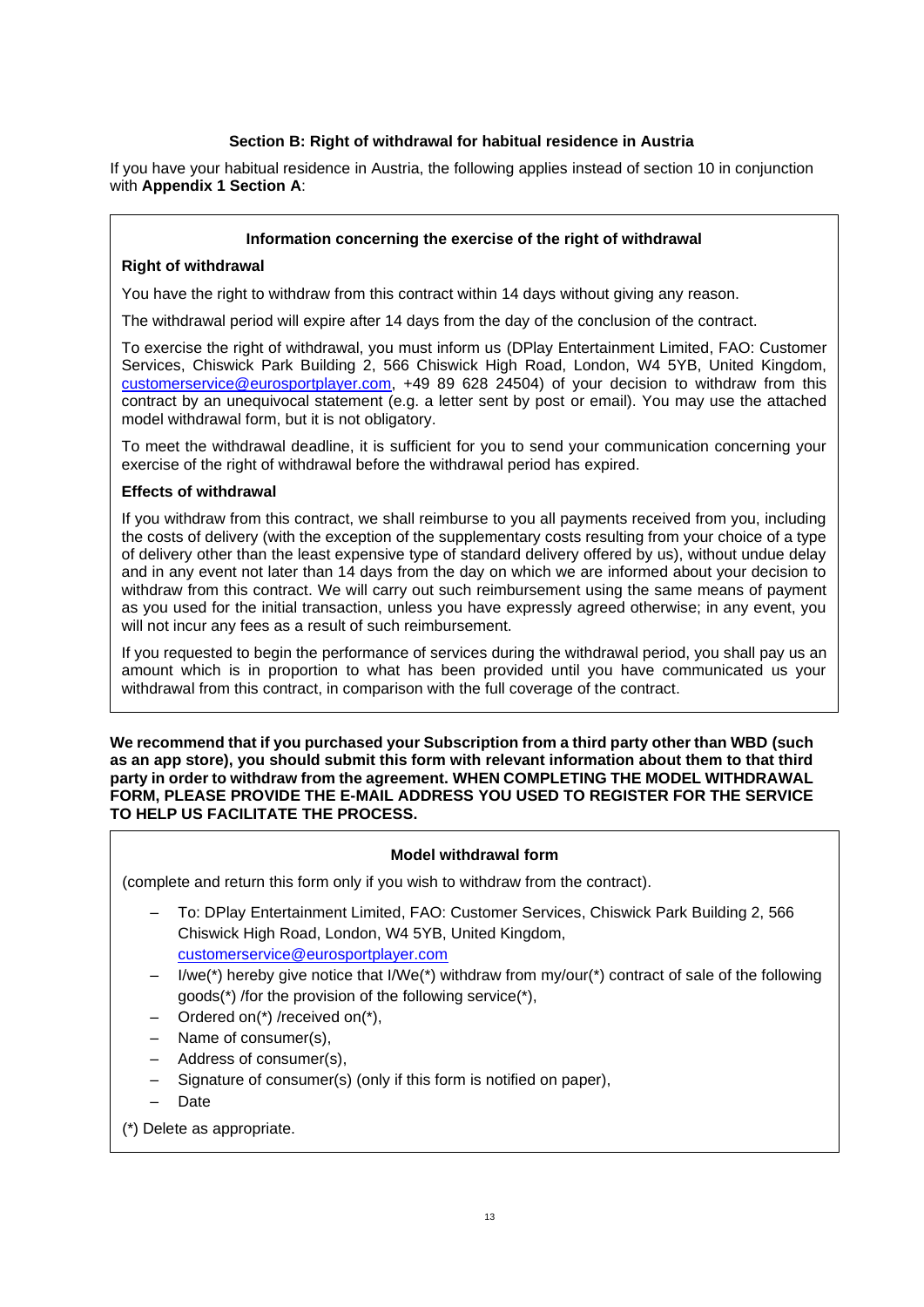### Section B: Right of withdrawal for habitual residence in Austria

If you have your habitual residence in Austria, the following applies instead of section 10 in conjunction with **Appendix 1 Section A**:

#### Information concerning the exercise of the right of withdrawal

**Right of withdrawal**

You have the right to withdraw from this contract within 14 days without giving any reason.

The withdrawal period will expire after 14 days from the day of the conclusion of the contract.

To exercise the right of withdrawal, you must inform us (DPlay Entertainment Limited, FAO: Customer Services, Chiswick Park Building 2, 566 Chiswick High Road, London, W4 5YB, United Kingdom, customerservice@eurosportplayer.com, +49 89 628 24504) of your decision to withdraw from this contract by an unequivocal statement (e.g. a letter sent by post or email). You may use the attached model withdrawal form, but it is not obligatory.

To meet the withdrawal deadline, it is sufficient for you to send your communication concerning your exercise of the right of withdrawal before the withdrawal period has expired.

**Effects of withdrawal**

If you withdraw from this contract, we shall reimburse to you all payments received from you, including the costs of delivery (with the exception of the supplementary costs resulting from your choice of a type of delivery other than the least expensive type of standard delivery offered by us), without undue delay and in any event not later than 14 days from the day on which we are informed about your decision to withdraw from this contract. We will carry out such reimbursement using the same means of payment as you used for the initial transaction, unless you have expressly agreed otherwise; in any event, you will not incur any fees as a result of such reimbursement.

If you requested to begin the performance of services during the withdrawal period, you shall pay us an amount which is in proportion to what has been provided until you have communicated us your withdrawal from this contract, in comparison with the full coverage of the contract.

**We recommend that if you purchased your Subscription from a third party other than WBD (such as an app store), you should submit this form with relevant information about them to that third party in order to withdraw from the agreement. WHEN COMPLETING THE MODEL WITHDRAWAL FORM, PLEASE PROVIDE THE E-MAIL ADDRESS YOU USED TO REGISTER FOR THE SERVICE TO HELP US FACILITATE THE PROCESS.**

#### Model withdrawal form

(complete and return this form only if you wish to withdraw from the contract).

- To: DPlay Entertainment Limited, FAO: Customer Services, Chiswick Park Building 2, 566 Chiswick High Road, London, W4 5YB, United Kingdom, customerservice@eurosportplayer.com
- I/we(*) hereby give notice that I/We(*) withdraw from my/our(*) contract of sale of the following goods(*) /for the provision of the following service(*),
- Ordered on(*) /received on(*),
- Name of consumer(s),
- Address of consumer(s),
- Signature of consumer(s) (only if this form is notified on paper),
- Date

(*) Delete as appropriate.